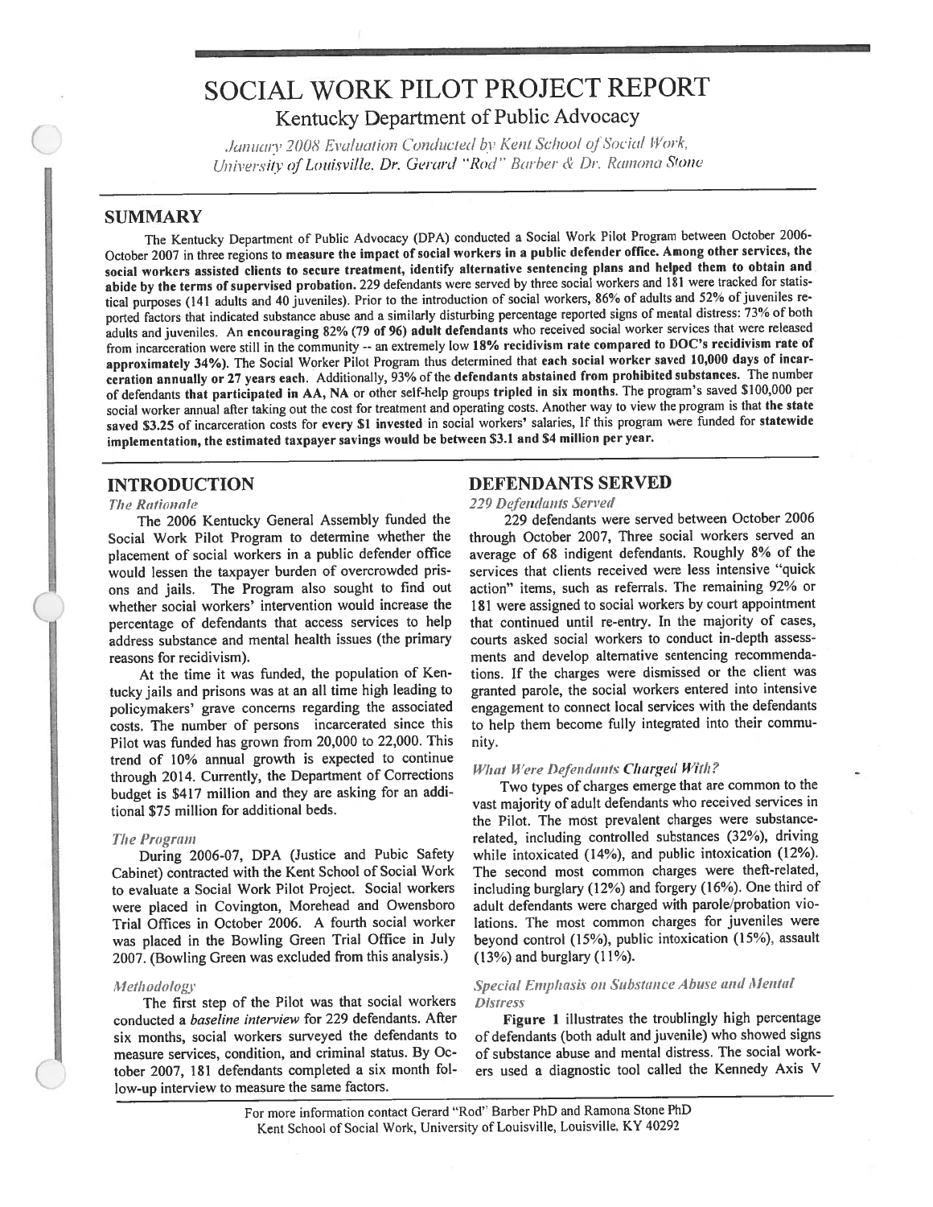# SOCIAL WORK PILOT PROJECT REPORT

## Kentucky Department of Public Advocacy

*January 2008 Evaluation Conducted by Kent School of Social Work, University of Louisville, Dr. Gerard "Rod" Barber & Dr. Ramona Stone*

## SUMMARY

The Kentucky Department of Public Advocacy (DPA) conducted a Social Work Pilot Program between October 2006-October 2007 in three regions to **measure the impact of social workers in a public defender office. Among other services, the social workers assisted clients to secure treatment, identify alternative sentencing plans and helped them to obtain and abide by the terms of supervised probation.** 229 defendants were served by three social workers and 181 were tracked for statistical purposes (141 adults and 40 juveniles). Prior to the introduction of social workers, 86% of adults and 52% of juveniles reported factors that indicated substance abuse and a similarly disturbing percentage reported signs of mental distress: 73% of both adults and juveniles. An **encouraging 82% (79 of 96) adult defendants** who received social worker services that were released from incarceration were still in the community -- an extremely low **18% recidivism rate compared to DOC's recidivism rate of approximately 34%).** The Social Worker Pilot Program thus determined that **each social worker saved 10,000 days of incarceration annually or 27 years each.** Additionally, 93% of the **defendants abstained from prohibited substances.** The number of defendants **that participated in AA, NA** or other self-help groups **tripled in six months.** The program's saved $100,000 per social worker annual after taking out the cost for treatment and operating costs. Another way to view the program is that **the state saved $3.25** of incarceration costs for **every $1 invested** in social workers' salaries. If this program were funded for **statewide implementation, the estimated taxpayer savings would be between $3.1 and $4 million per year.**

## INTRODUCTION

### *The Rationale*

The 2006 Kentucky General Assembly funded the Social Work Pilot Program to determine whether the placement of social workers in a public defender office would lessen the taxpayer burden of overcrowded prisons and jails. The Program also sought to find out whether social workers' intervention would increase the percentage of defendants that access services to help address substance and mental health issues (the primary reasons for recidivism).

At the time it was funded, the population of Kentucky jails and prisons was at an all time high leading to policymakers' grave concerns regarding the associated costs. The number of persons incarcerated since this Pilot was funded has grown from 20,000 to 22,000. This trend of 10% annual growth is expected to continue through 2014. Currently, the Department of Corrections budget is $417 million and they are asking for an additional $75 million for additional beds.

### *The Program*

During 2006-07, DPA (Justice and Pubic Safety Cabinet) contracted with the Kent School of Social Work to evaluate a Social Work Pilot Project. Social workers were placed in Covington, Morehead and Owensboro Trial Offices in October 2006. A fourth social worker was placed in the Bowling Green Trial Office in July 2007. (Bowling Green was excluded from this analysis.)

### *Methodology*

The first step of the Pilot was that social workers conducted a *baseline interview* for 229 defendants. After six months, social workers surveyed the defendants to measure services, condition, and criminal status. By October 2007, 181 defendants completed a six month follow-up interview to measure the same factors.

## DEFENDANTS SERVED

### *229 Defendants Served*

229 defendants were served between October 2006 through October 2007, Three social workers served an average of 68 indigent defendants. Roughly 8% of the services that clients received were less intensive "quick action" items, such as referrals. The remaining 92% or 181 were assigned to social workers by court appointment that continued until re-entry. In the majority of cases, courts asked social workers to conduct in-depth assessments and develop alternative sentencing recommendations. If the charges were dismissed or the client was granted parole, the social workers entered into intensive engagement to connect local services with the defendants to help them become fully integrated into their community.

### *What Were Defendants Charged With?*

Two types of charges emerge that are common to the vast majority of adult defendants who received services in the Pilot. The most prevalent charges were substance-related, including controlled substances (32%), driving while intoxicated (14%), and public intoxication (12%). The second most common charges were theft-related, including burglary (12%) and forgery (16%). One third of adult defendants were charged with parole/probation violations. The most common charges for juveniles were beyond control (15%), public intoxication (15%), assault (13%) and burglary (11%).

### *Special Emphasis on Substance Abuse and Mental Distress*

**Figure 1** illustrates the troublingly high percentage of defendants (both adult and juvenile) who showed signs of substance abuse and mental distress. The social workers used a diagnostic tool called the Kennedy Axis V

For more information contact Gerard "Rod" Barber PhD and Ramona Stone PhD
Kent School of Social Work, University of Louisville, Louisville, KY 40292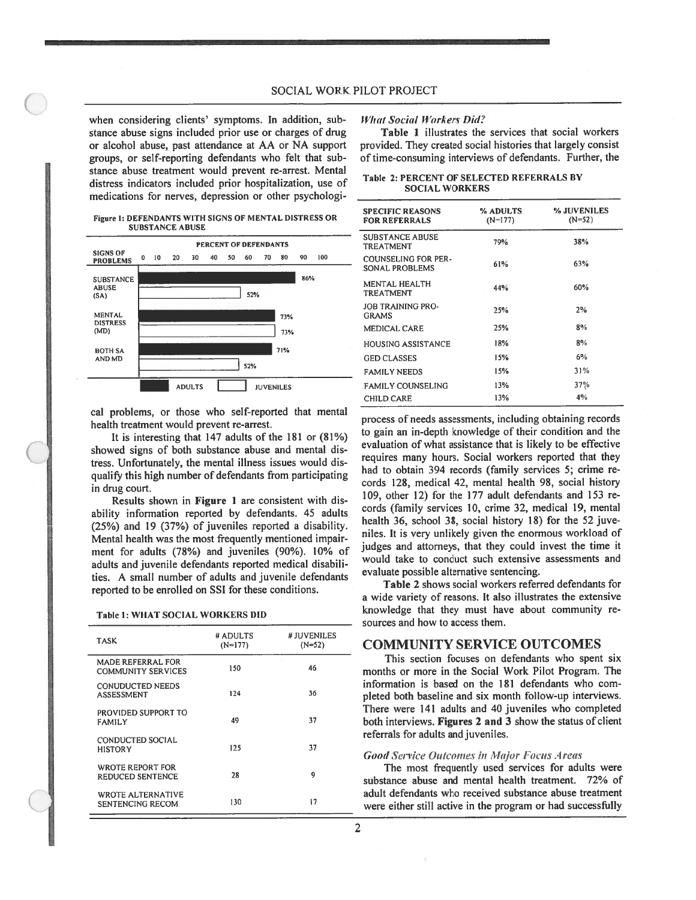when considering clients' symptoms. In addition, substance abuse signs included prior use or charges of drug or alcohol abuse, past attendance at AA or NA support groups, or self-reporting defendants who felt that substance abuse treatment would prevent re-arrest. Mental distress indicators included prior hospitalization, use of medications for nerves, depression or other psychological problems, or those who self-reported that mental health treatment would prevent re-arrest.

**Figure 1: DEFENDANTS WITH SIGNS OF MENTAL DISTRESS OR SUBSTANCE ABUSE**

| SIGNS OF PROBLEMS | ADULTS (% of defendants) | JUVENILES (% of defendants) |
|---|---|---|
| SUBSTANCE ABUSE (SA) | 86% | 52% |
| MENTAL DISTRESS (MD) | 73% | 73% |
| BOTH SA AND MD | 71% | 52% |

It is interesting that 147 adults of the 181 or (81%) showed signs of both substance abuse and mental distress. Unfortunately, the mental illness issues would disqualify this high number of defendants from participating in drug court.

Results shown in **Figure 1** are consistent with disability information reported by defendants. 45 adults (25%) and 19 (37%) of juveniles reported a disability. Mental health was the most frequently mentioned impairment for adults (78%) and juveniles (90%). 10% of adults and juvenile defendants reported medical disabilities. A small number of adults and juvenile defendants reported to be enrolled on SSI for these conditions.

**Table 1: WHAT SOCIAL WORKERS DID**

| TASK | # ADULTS (N=177) | # JUVENILES (N=52) |
|---|---|---|
| MADE REFERRAL FOR COMMUNITY SERVICES | 150 | 46 |
| CONUDUCTED NEEDS ASSESSMENT | 124 | 36 |
| PROVIDED SUPPORT TO FAMILY | 49 | 37 |
| CONDUCTED SOCIAL HISTORY | 125 | 37 |
| WROTE REPORT FOR REDUCED SENTENCE | 28 | 9 |
| WROTE ALTERNATIVE SENTENCING RECOM. | 130 | 17 |

### *What Social Workers Did?*

**Table 1** illustrates the services that social workers provided. They created social histories that largely consist of time-consuming interviews of defendants. Further, the process of needs assessments, including obtaining records to gain an in-depth knowledge of their condition and the evaluation of what assistance that is likely to be effective requires many hours. Social workers reported that they had to obtain 394 records (family services 5; crime records 128, medical 42, mental health 98, social history 109, other 12) for the 177 adult defendants and 153 records (family services 10, crime 32, medical 19, mental health 36, school 38, social history 18) for the 52 juveniles. It is very unlikely given the enormous workload of judges and attorneys, that they could invest the time it would take to conduct such extensive assessments and evaluate possible alternative sentencing.

**Table 2: PERCENT OF SELECTED REFERRALS BY SOCIAL WORKERS**

| SPECIFIC REASONS FOR REFERRALS | % ADULTS (N=177) | % JUVENILES (N=52) |
|---|---|---|
| SUBSTANCE ABUSE TREATMENT | 79% | 38% |
| COUNSELING FOR PERSONAL PROBLEMS | 61% | 63% |
| MENTAL HEALTH TREATMENT | 44% | 60% |
| JOB TRAINING PROGRAMS | 25% | 2% |
| MEDICAL CARE | 25% | 8% |
| HOUSING ASSISTANCE | 18% | 8% |
| GED CLASSES | 15% | 6% |
| FAMILY NEEDS | 15% | 31% |
| FAMILY COUNSELING | 13% | 37% |
| CHILD CARE | 13% | 4% |

**Table 2** shows social workers referred defendants for a wide variety of reasons. It also illustrates the extensive knowledge that they must have about community resources and how to access them.

## COMMUNITY SERVICE OUTCOMES

This section focuses on defendants who spent six months or more in the Social Work Pilot Program. The information is based on the 181 defendants who completed both baseline and six month follow-up interviews. There were 141 adults and 40 juveniles who completed both interviews. **Figures 2 and 3** show the status of client referrals for adults and juveniles.

### *Good Service Outcomes in Major Focus Areas*

The most frequently used services for adults were substance abuse and mental health treatment. 72% of adult defendants who received substance abuse treatment were either still active in the program or had successfully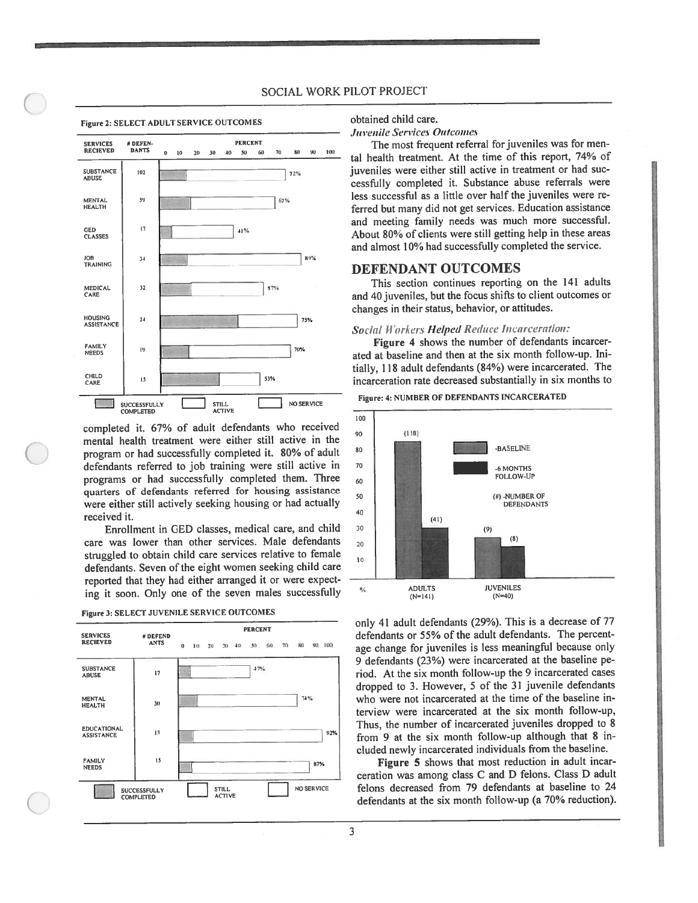**Figure 2: SELECT ADULT SERVICE OUTCOMES**

| SERVICES RECIEVED | # DEFENDANTS | PERCENT |
|---|---|---|
| SUBSTANCE ABUSE | 102 | 72% |
| MENTAL HEALTH | 59 | 67% |
| GED CLASSES | 17 | 41% |
| JOB TRAINING | 34 | 80% |
| MEDICAL CARE | 32 | 57% |
| HOUSING ASSISTANCE | 24 | 75% |
| FAMILY NEEDS | 19 | 70% |
| CHILD CARE | 15 | 53% |

Legend: SUCCESSFULLY COMPLETED; STILL ACTIVE; NO SERVICE

completed it. 67% of adult defendants who received mental health treatment were either still active in the program or had successfully completed it. 80% of adult defendants referred to job training were still active in programs or had successfully completed them. Three quarters of defendants referred for housing assistance were either still actively seeking housing or had actually received it.

Enrollment in GED classes, medical care, and child care was lower than other services. Male defendants struggled to obtain child care services relative to female defendants. Seven of the eight women seeking child care reported that they had either arranged it or were expecting it soon. Only one of the seven males successfully obtained child care.

**Figure 3: SELECT JUVENILE SERVICE OUTCOMES**

| SERVICES RECIEVED | # DEFENDANTS | PERCENT |
|---|---|---|
| SUBSTANCE ABUSE | 17 | 47% |
| MENTAL HEALTH | 30 | 74% |
| EDUCATIONAL ASSISTANCE | 13 | 92% |
| FAMILY NEEDS | 15 | 87% |

Legend: SUCCESSFULLY COMPLETED; STILL ACTIVE; NO SERVICE

*Juvenile Services Outcomes*

The most frequent referral for juveniles was for mental health treatment. At the time of this report, 74% of juveniles were either still active in treatment or had successfully completed it. Substance abuse referrals were less successful as a little over half the juveniles were referred but many did not get services. Education assistance and meeting family needs was much more successful. About 80% of clients were still getting help in these areas and almost 10% had successfully completed the service.

## DEFENDANT OUTCOMES

This section continues reporting on the 141 adults and 40 juveniles, but the focus shifts to client outcomes or changes in their status, behavior, or attitudes.

### *Social Workers Helped Reduce Incarceration:*

**Figure 4** shows the number of defendants incarcerated at baseline and then at the six month follow-up. Initially, 118 adult defendants (84%) were incarcerated. The incarceration rate decreased substantially in six months to only 41 adult defendants (29%). This is a decrease of 77 defendants or 55% of the adult defendants. The percentage change for juveniles is less meaningful because only 9 defendants (23%) were incarcerated at the baseline period. At the six month follow-up the 9 incarcerated cases dropped to 3. However, 5 of the 31 juvenile defendants who were not incarcerated at the time of the baseline interview were incarcerated at the six month follow-up. Thus, the number of incarcerated juveniles dropped to 8 from 9 at the six month follow-up although that 8 included newly incarcerated individuals from the baseline.

**Figure: 4: NUMBER OF DEFENDANTS INCARCERATED**

| % | BASELINE | 6 MONTHS FOLLOW-UP |
|---|---|---|
| ADULTS (N=141) | (118) | (41) |
| JUVENILES (N=40) | (9) | (8) |

(#) -NUMBER OF DEFENDANTS

**Figure 5** shows that most reduction in adult incarceration was among class C and D felons. Class D adult felons decreased from 79 defendants at baseline to 24 defendants at the six month follow-up (a 70% reduction).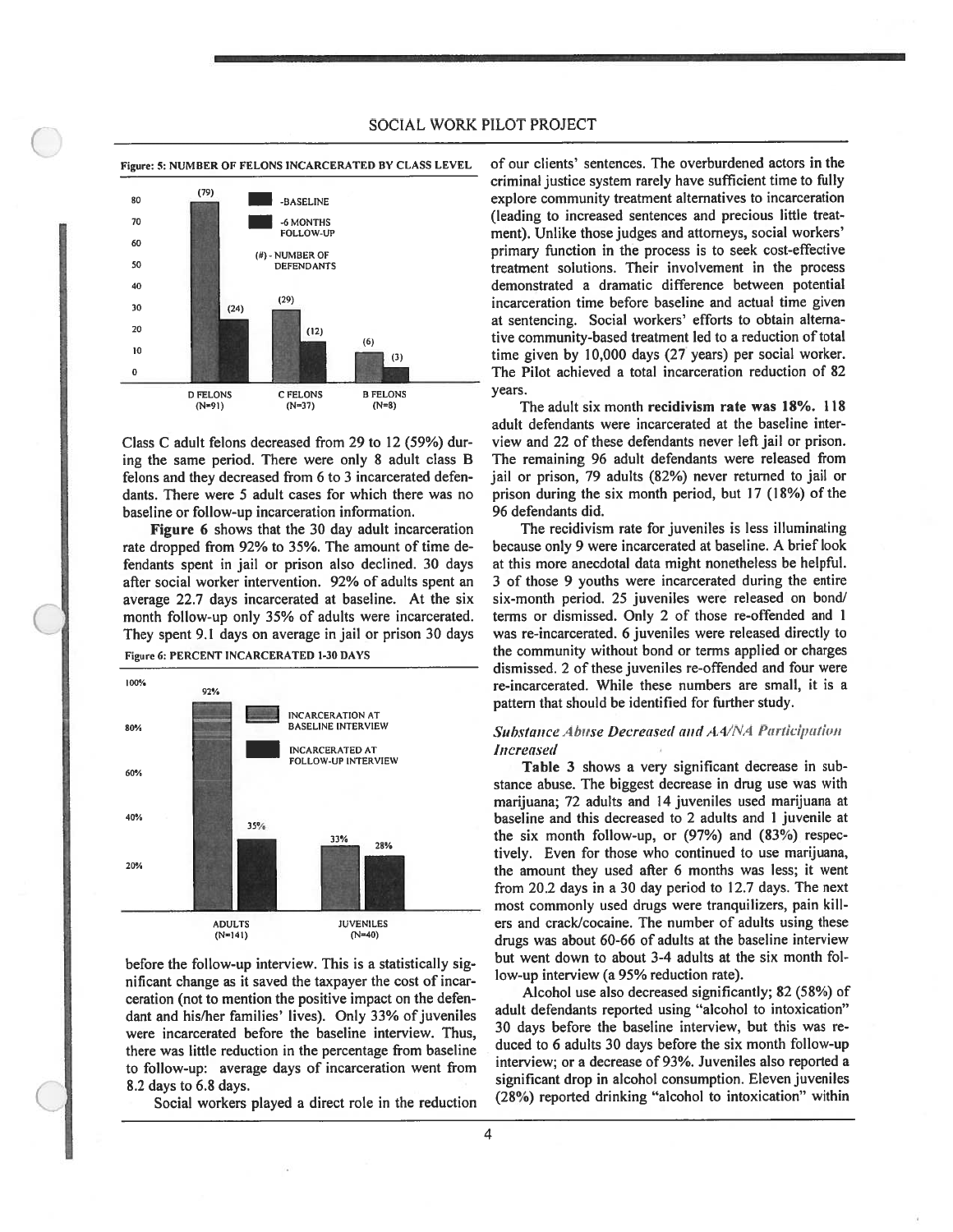Figure: 5: NUMBER OF FELONS INCARCERATED BY CLASS LEVEL

| | Baseline | 6 Months Follow-up |
|---|---|---|
| D FELONS (N=91) | (79) | (24) |
| C FELONS (N=37) | (29) | (12) |
| B FELONS (N=8) | (6) | (3) |

(#) - NUMBER OF DEFENDANTS

Class C adult felons decreased from 29 to 12 (59%) during the same period. There were only 8 adult class B felons and they decreased from 6 to 3 incarcerated defendants. There were 5 adult cases for which there was no baseline or follow-up incarceration information.

**Figure 6** shows that the 30 day adult incarceration rate dropped from 92% to 35%. The amount of time defendants spent in jail or prison also declined. 30 days after social worker intervention. 92% of adults spent an average 22.7 days incarcerated at baseline. At the six month follow-up only 35% of adults were incarcerated. They spent 9.1 days on average in jail or prison 30 days before the follow-up interview. This is a statistically significant change as it saved the taxpayer the cost of incarceration (not to mention the positive impact on the defendant and his/her families' lives). Only 33% of juveniles were incarcerated before the baseline interview. Thus, there was little reduction in the percentage from baseline to follow-up: average days of incarceration went from 8.2 days to 6.8 days.

Figure 6: PERCENT INCARCERATED 1-30 DAYS

| | Incarceration at Baseline Interview | Incarcerated at Follow-up Interview |
|---|---|---|
| ADULTS (N=141) | 92% | 35% |
| JUVENILES (N=40) | 33% | 28% |

Social workers played a direct role in the reduction of our clients' sentences. The overburdened actors in the criminal justice system rarely have sufficient time to fully explore community treatment alternatives to incarceration (leading to increased sentences and precious little treatment). Unlike those judges and attorneys, social workers' primary function in the process is to seek cost-effective treatment solutions. Their involvement in the process demonstrated a dramatic difference between potential incarceration time before baseline and actual time given at sentencing. Social workers' efforts to obtain alternative community-based treatment led to a reduction of total time given by 10,000 days (27 years) per social worker. The Pilot achieved a total incarceration reduction of 82 years.

The adult six month **recidivism rate was 18%.** 118 adult defendants were incarcerated at the baseline interview and 22 of these defendants never left jail or prison. The remaining 96 adult defendants were released from jail or prison, 79 adults (82%) never returned to jail or prison during the six month period, but 17 (18%) of the 96 defendants did.

The recidivism rate for juveniles is less illuminating because only 9 were incarcerated at baseline. A brief look at this more anecdotal data might nonetheless be helpful. 3 of those 9 youths were incarcerated during the entire six-month period. 25 juveniles were released on bond/terms or dismissed. Only 2 of those re-offended and 1 was re-incarcerated. 6 juveniles were released directly to the community without bond or terms applied or charges dismissed. 2 of these juveniles re-offended and four were re-incarcerated. While these numbers are small, it is a pattern that should be identified for further study.

### *Substance Abuse Decreased and AA/NA Participation Increased*

**Table 3** shows a very significant decrease in substance abuse. The biggest decrease in drug use was with marijuana; 72 adults and 14 juveniles used marijuana at baseline and this decreased to 2 adults and 1 juvenile at the six month follow-up, or (97%) and (83%) respectively. Even for those who continued to use marijuana, the amount they used after 6 months was less; it went from 20.2 days in a 30 day period to 12.7 days. The next most commonly used drugs were tranquilizers, pain killers and crack/cocaine. The number of adults using these drugs was about 60-66 of adults at the baseline interview but went down to about 3-4 adults at the six month follow-up interview (a 95% reduction rate).

Alcohol use also decreased significantly; 82 (58%) of adult defendants reported using "alcohol to intoxication" 30 days before the baseline interview, but this was reduced to 6 adults 30 days before the six month follow-up interview; or a decrease of 93%. Juveniles also reported a significant drop in alcohol consumption. Eleven juveniles (28%) reported drinking "alcohol to intoxication" within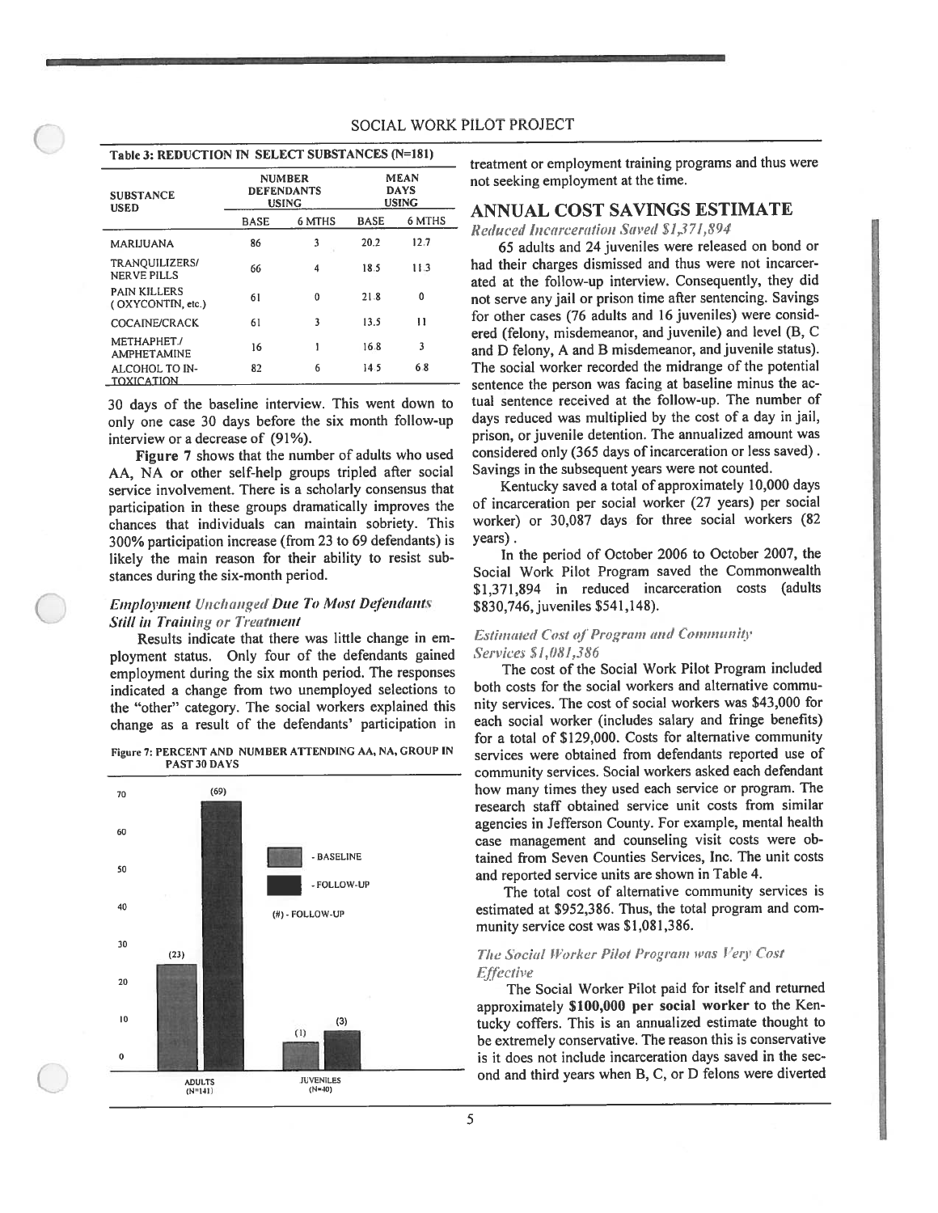**Table 3: REDUCTION IN SELECT SUBSTANCES (N=181)**

| SUBSTANCE USED | NUMBER DEFENDANTS USING | | MEAN DAYS USING | |
|---|---|---|---|---|
| | BASE | 6 MTHS | BASE | 6 MTHS |
| MARIJUANA | 86 | 3 | 20.2 | 12.7 |
| TRANQUILIZERS/ NERVE PILLS | 66 | 4 | 18.5 | 11.3 |
| PAIN KILLERS (OXYCONTIN, etc.) | 61 | 0 | 21.8 | 0 |
| COCAINE/CRACK | 61 | 3 | 13.5 | 11 |
| METHAPHET./ AMPHETAMINE | 16 | 1 | 16.8 | 3 |
| ALCOHOL TO INTOXICATION | 82 | 6 | 14.5 | 6.8 |

30 days of the baseline interview. This went down to only one case 30 days before the six month follow-up interview or a decrease of (91%).

**Figure 7** shows that the number of adults who used AA, NA or other self-help groups tripled after social service involvement. There is a scholarly consensus that participation in these groups dramatically improves the chances that individuals can maintain sobriety. This 300% participation increase (from 23 to 69 defendants) is likely the main reason for their ability to resist substances during the six-month period.

### *Employment Unchanged Due To Most Defendants Still in Training or Treatment*

Results indicate that there was little change in employment status. Only four of the defendants gained employment during the six month period. The responses indicated a change from two unemployed selections to the "other" category. The social workers explained this change as a result of the defendants' participation in treatment or employment training programs and thus were not seeking employment at the time.

Figure 7: PERCENT AND NUMBER ATTENDING AA, NA, GROUP IN PAST 30 DAYS

| Group | Baseline | Follow-up |
|---|---|---|
| ADULTS (N=141) | (23) | (69) |
| JUVENILES (N=40) | (1) | (3) |

(#) - FOLLOW-UP

## ANNUAL COST SAVINGS ESTIMATE

### *Reduced Incarceration Saved $1,371,894*

65 adults and 24 juveniles were released on bond or had their charges dismissed and thus were not incarcerated at the follow-up interview. Consequently, they did not serve any jail or prison time after sentencing. Savings for other cases (76 adults and 16 juveniles) were considered (felony, misdemeanor, and juvenile) and level (B, C and D felony, A and B misdemeanor, and juvenile status). The social worker recorded the midrange of the potential sentence the person was facing at baseline minus the actual sentence received at the follow-up. The number of days reduced was multiplied by the cost of a day in jail, prison, or juvenile detention. The annualized amount was considered only (365 days of incarceration or less saved). Savings in the subsequent years were not counted.

Kentucky saved a total of approximately 10,000 days of incarceration per social worker (27 years) per social worker) or 30,087 days for three social workers (82 years).

In the period of October 2006 to October 2007, the Social Work Pilot Program saved the Commonwealth $1,371,894 in reduced incarceration costs (adults $830,746, juveniles $541,148).

### *Estimated Cost of Program and Community Services $1,081,386*

The cost of the Social Work Pilot Program included both costs for the social workers and alternative community services. The cost of social workers was $43,000 for each social worker (includes salary and fringe benefits) for a total of $129,000. Costs for alternative community services were obtained from defendants reported use of community services. Social workers asked each defendant how many times they used each service or program. The research staff obtained service unit costs from similar agencies in Jefferson County. For example, mental health case management and counseling visit costs were obtained from Seven Counties Services, Inc. The unit costs and reported service units are shown in Table 4.

The total cost of alternative community services is estimated at $952,386. Thus, the total program and community service cost was $1,081,386.

### *The Social Worker Pilot Program was Very Cost Effective*

The Social Worker Pilot paid for itself and returned approximately **$100,000 per social worker** to the Kentucky coffers. This is an annualized estimate thought to be extremely conservative. The reason this is conservative is it does not include incarceration days saved in the second and third years when B, C, or D felons were diverted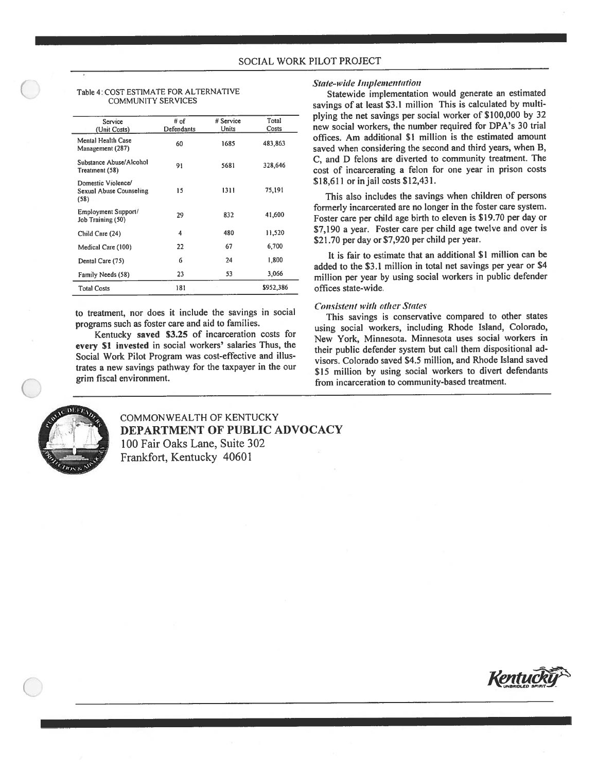Table 4: COST ESTIMATE FOR ALTERNATIVE COMMUNITY SERVICES

| Service (Unit Costs) | # of Defendants | # Service Units | Total Costs |
|---|---|---|---|
| Mental Health Case Management (287) | 60 | 1685 | 483,863 |
| Substance Abuse/Alcohol Treatment (58) | 91 | 5681 | 328,646 |
| Domestic Violence/ Sexual Abuse Counseling (58) | 15 | 1311 | 75,191 |
| Employment Support/ Job Training (50) | 29 | 832 | 41,600 |
| Child Care (24) | 4 | 480 | 11,520 |
| Medical Care (100) | 22 | 67 | 6,700 |
| Dental Care (75) | 6 | 24 | 1,800 |
| Family Needs (58) | 23 | 53 | 3,066 |
| Total Costs | 181 | | $952,386 |

to treatment, nor does it include the savings in social programs such as foster care and aid to families.

Kentucky **saved $3.25** of incarceration costs for **every $1 invested** in social workers' salaries Thus, the Social Work Pilot Program was cost-effective and illustrates a new savings pathway for the taxpayer in the our grim fiscal environment.

### *State-wide Implementation*

Statewide implementation would generate an estimated savings of at least $3.1 million This is calculated by multiplying the net savings per social worker of $100,000 by 32 new social workers, the number required for DPA's 30 trial offices. Am additional $1 million is the estimated amount saved when considering the second and third years, when B, C, and D felons are diverted to community treatment. The cost of incarcerating a felon for one year in prison costs $18,611 or in jail costs $12,431.

This also includes the savings when children of persons formerly incarcerated are no longer in the foster care system. Foster care per child age birth to eleven is $19.70 per day or $7,190 a year. Foster care per child age twelve and over is $21.70 per day or $7,920 per child per year.

It is fair to estimate that an additional $1 million can be added to the $3.1 million in total net savings per year or $4 million per year by using social workers in public defender offices state-wide.

### *Consistent with other States*

This savings is conservative compared to other states using social workers, including Rhode Island, Colorado, New York, Minnesota. Minnesota uses social workers in their public defender system but call them dispositional advisors. Colorado saved $4.5 million, and Rhode Island saved $15 million by using social workers to divert defendants from incarceration to community-based treatment.

COMMONWEALTH OF KENTUCKY
**DEPARTMENT OF PUBLIC ADVOCACY**
100 Fair Oaks Lane, Suite 302
Frankfort, Kentucky 40601